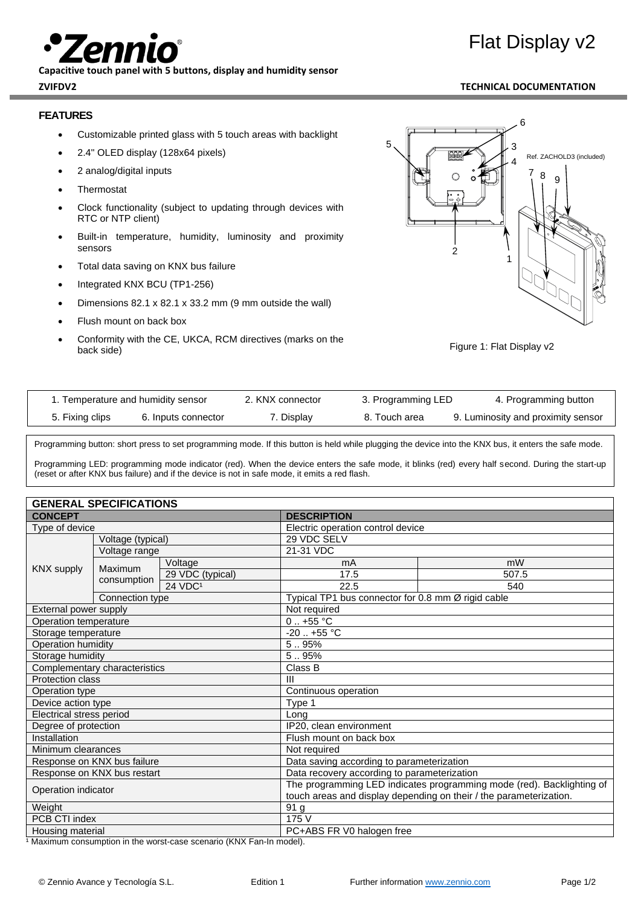# Zennio

**Capacitive touch panel with 5 buttons, display and humidity sensor**

**ZVIFDV2**

# Flat Display v2

**TECHNICAL DOCUMENTATION**

## FEATURES

- Customizable printed glass with 5 touch areas with backlight
- 2.4" OLED display (128x64 pixels)
- 2 analog/digital inputs
- Thermostat
- Clock functionality (subject to updating through devices with RTC or NTP client)
- Built-in temperature, humidity, luminosity and proximity sensors
- Total data saving on KNX bus failure
- Integrated KNX BCU (TP1-256)
- Dimensions 82.1 x 82.1 x 33.2 mm (9 mm outside the wall)
- Flush mount on back box
- Conformity with the CE, UKCA, RCM directives (marks on the back side)

Ref. ZACHOLD3 (included)

Figure 1: Flat Display v2

| | | | |
|---|---|---|---|
| 1. Temperature and humidity sensor | 2. KNX connector | 3. Programming LED | 4. Programming button |
| 5. Fixing clips / 6. Inputs connector | 7. Display | 8. Touch area | 9. Luminosity and proximity sensor |

Programming button: short press to set programming mode. If this button is held while plugging the device into the KNX bus, it enters the safe mode.

Programming LED: programming mode indicator (red). When the device enters the safe mode, it blinks (red) every half second. During the start-up (reset or after KNX bus failure) and if the device is not in safe mode, it emits a red flash.

## GENERAL SPECIFICATIONS

| CONCEPT | | | DESCRIPTION | |
|---|---|---|---|---|
| Type of device | | | Electric operation control device | |
| KNX supply | Voltage (typical) | | 29 VDC SELV | |
| | Voltage range | | 21-31 VDC | |
| | Maximum consumption | Voltage | mA | mW |
| | | 29 VDC (typical) | 17.5 | 507.5 |
| | | 24 VDC[1] | 22.5 | 540 |
| | Connection type | | Typical TP1 bus connector for 0.8 mm Ø rigid cable | |
| External power supply | | | Not required | |
| Operation temperature | | | 0 .. +55 °C | |
| Storage temperature | | | -20 .. +55 °C | |
| Operation humidity | | | 5 .. 95% | |
| Storage humidity | | | 5 .. 95% | |
| Complementary characteristics | | | Class B | |
| Protection class | | | III | |
| Operation type | | | Continuous operation | |
| Device action type | | | Type 1 | |
| Electrical stress period | | | Long | |
| Degree of protection | | | IP20, clean environment | |
| Installation | | | Flush mount on back box | |
| Minimum clearances | | | Not required | |
| Response on KNX bus failure | | | Data saving according to parameterization | |
| Response on KNX bus restart | | | Data recovery according to parameterization | |
| Operation indicator | | | The programming LED indicates programming mode (red). Backlighting of touch areas and display depending on their / the parameterization. | |
| Weight | | | 91 g | |
| PCB CTI index | | | 175 V | |
| Housing material | | | PC+ABS FR V0 halogen free | |

[1] Maximum consumption in the worst-case scenario (KNX Fan-In model).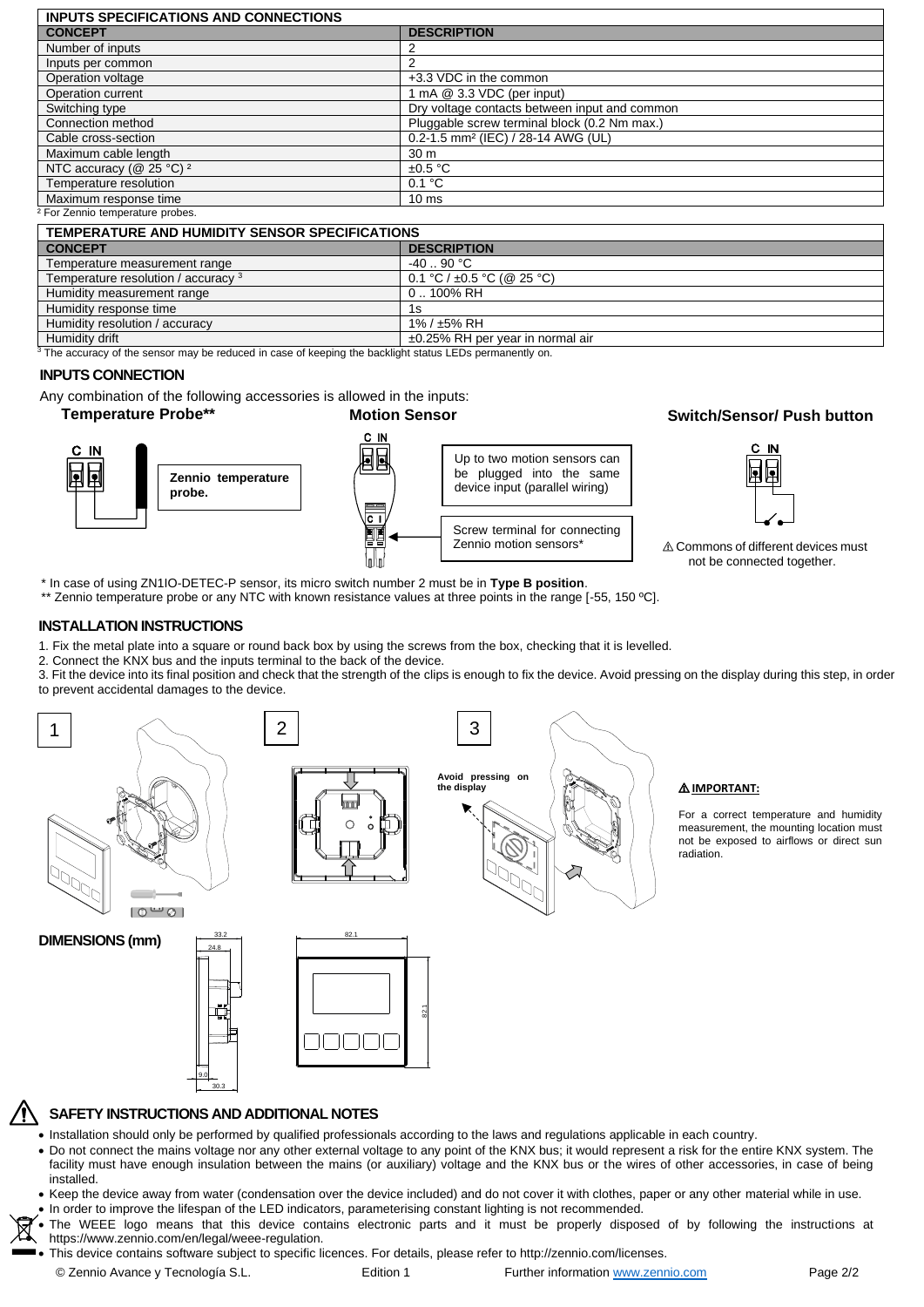| INPUTS SPECIFICATIONS AND CONNECTIONS | |
|---|---|
| **CONCEPT** | **DESCRIPTION** |
| Number of inputs | 2 |
| Inputs per common | 2 |
| Operation voltage | +3.3 VDC in the common |
| Operation current | 1 mA @ 3.3 VDC (per input) |
| Switching type | Dry voltage contacts between input and common |
| Connection method | Pluggable screw terminal block (0.2 Nm max.) |
| Cable cross-section | 0.2-1.5 mm² (IEC) / 28-14 AWG (UL) |
| Maximum cable length | 30 m |
| NTC accuracy (@ 25 °C) [2] | ±0.5 °C |
| Temperature resolution | 0.1 °C |
| Maximum response time | 10 ms |

[2] For Zennio temperature probes.

| TEMPERATURE AND HUMIDITY SENSOR SPECIFICATIONS | |
|---|---|
| **CONCEPT** | **DESCRIPTION** |
| Temperature measurement range | -40 .. 90 °C |
| Temperature resolution / accuracy [3] | 0.1 °C / ±0.5 °C (@ 25 °C) |
| Humidity measurement range | 0 .. 100% RH |
| Humidity response time | 1s |
| Humidity resolution / accuracy | 1% / ±5% RH |
| Humidity drift | ±0.25% RH per year in normal air |

[3] The accuracy of the sensor may be reduced in case of keeping the backlight status LEDs permanently on.

## INPUTS CONNECTION

Any combination of the following accessories is allowed in the inputs:

**Temperature Probe****

C IN

**Zennio temperature probe.**

**Motion Sensor**

C IN

Up to two motion sensors can be plugged into the same device input (parallel wiring)

Screw terminal for connecting Zennio motion sensors*

**Switch/Sensor/ Push button**

C IN

⚠ Commons of different devices must not be connected together.

\* In case of using ZN1IO-DETEC-P sensor, its micro switch number 2 must be in **Type B position**.

\*\* Zennio temperature probe or any NTC with known resistance values at three points in the range [-55, 150 ºC].

## INSTALLATION INSTRUCTIONS

1. Fix the metal plate into a square or round back box by using the screws from the box, checking that it is levelled.
2. Connect the KNX bus and the inputs terminal to the back of the device.
3. Fit the device into its final position and check that the strength of the clips is enough to fix the device. Avoid pressing on the display during this step, in order to prevent accidental damages to the device.

1 2 3

**Avoid pressing on the display**

⚠ **IMPORTANT:**

For a correct temperature and humidity measurement, the mounting location must not be exposed to airflows or direct sun radiation.

## DIMENSIONS (mm)

33.2
24.8
9.0
30.3
82.1
82.1

## SAFETY INSTRUCTIONS AND ADDITIONAL NOTES

- Installation should only be performed by qualified professionals according to the laws and regulations applicable in each country.
- Do not connect the mains voltage nor any other external voltage to any point of the KNX bus; it would represent a risk for the entire KNX system. The facility must have enough insulation between the mains (or auxiliary) voltage and the KNX bus or the wires of other accessories, in case of being installed.
- Keep the device away from water (condensation over the device included) and do not cover it with clothes, paper or any other material while in use.
- In order to improve the lifespan of the LED indicators, parameterising constant lighting is not recommended.
- The WEEE logo means that this device contains electronic parts and it must be properly disposed of by following the instructions at https://www.zennio.com/en/legal/weee-regulation.
- This device contains software subject to specific licences. For details, please refer to http://zennio.com/licenses.

© Zennio Avance y Tecnología S.L. Edition 1 Further information www.zennio.com